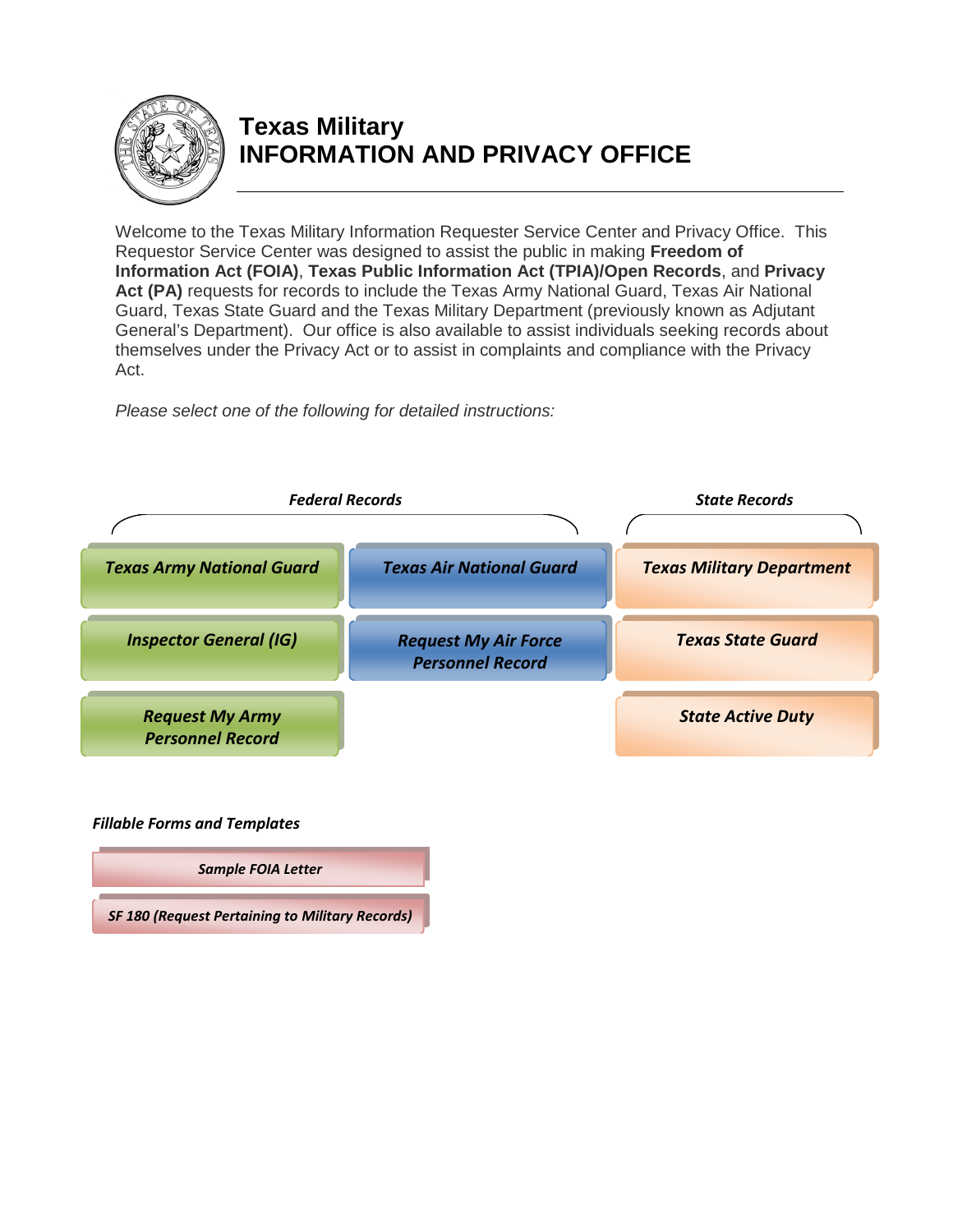# Texas Military
# INFORMATION AND PRIVACY OFFICE

Welcome to the Texas Military Information Requester Service Center and Privacy Office. This Requestor Service Center was designed to assist the public in making **Freedom of Information Act (FOIA)**, **Texas Public Information Act (TPIA)/Open Records**, and **Privacy Act (PA)** requests for records to include the Texas Army National Guard, Texas Air National Guard, Texas State Guard and the Texas Military Department (previously known as Adjutant General's Department). Our office is also available to assist individuals seeking records about themselves under the Privacy Act or to assist in complaints and compliance with the Privacy Act.

*Please select one of the following for detailed instructions:*

***Federal Records***

- ***Texas Army National Guard***
- ***Inspector General (IG)***
- ***Request My Army Personnel Record***
- ***Texas Air National Guard***
- ***Request My Air Force Personnel Record***

***State Records***

- ***Texas Military Department***
- ***Texas State Guard***
- ***State Active Duty***

***Fillable Forms and Templates***

- ***Sample FOIA Letter***
- ***SF 180 (Request Pertaining to Military Records)***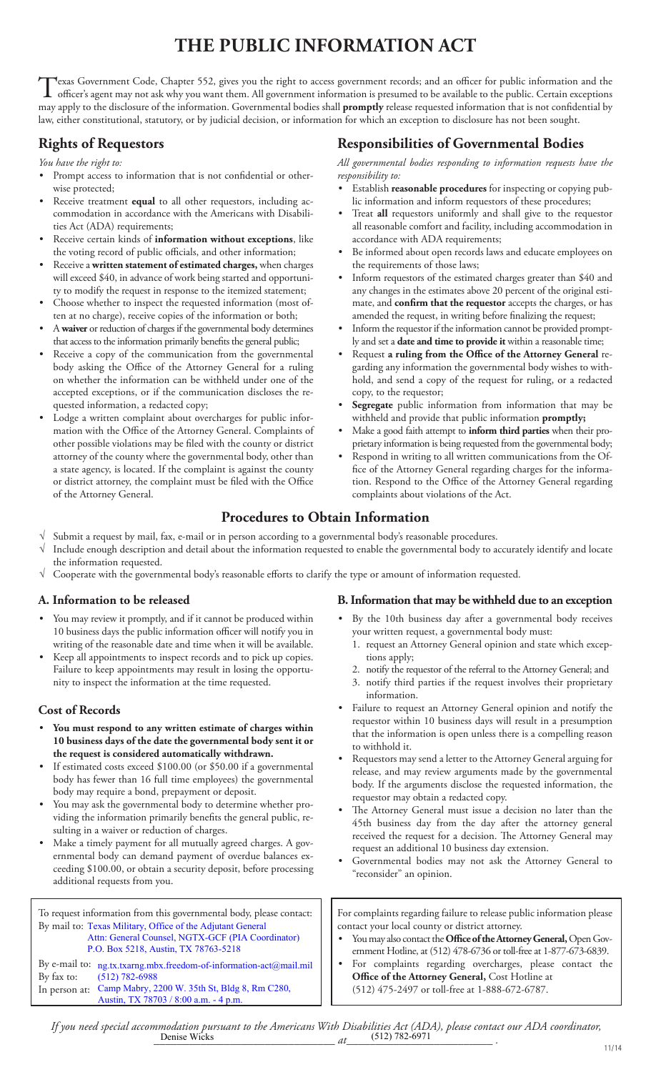# THE PUBLIC INFORMATION ACT

Texas Government Code, Chapter 552, gives you the right to access government records; and an officer for public information and the officer's agent may not ask why you want them. All government information is presumed to be available to the public. Certain exceptions may apply to the disclosure of the information. Governmental bodies shall **promptly** release requested information that is not confidential by law, either constitutional, statutory, or by judicial decision, or information for which an exception to disclosure has not been sought.

## Rights of Requestors

*You have the right to:*

- Prompt access to information that is not confidential or otherwise protected;
- Receive treatment **equal** to all other requestors, including accommodation in accordance with the Americans with Disabilities Act (ADA) requirements;
- Receive certain kinds of **information without exceptions**, like the voting record of public officials, and other information;
- Receive a **written statement of estimated charges,** when charges will exceed $40, in advance of work being started and opportunity to modify the request in response to the itemized statement;
- Choose whether to inspect the requested information (most often at no charge), receive copies of the information or both;
- A **waiver** or reduction of charges if the governmental body determines that access to the information primarily benefits the general public;
- Receive a copy of the communication from the governmental body asking the Office of the Attorney General for a ruling on whether the information can be withheld under one of the accepted exceptions, or if the communication discloses the requested information, a redacted copy;
- Lodge a written complaint about overcharges for public information with the Office of the Attorney General. Complaints of other possible violations may be filed with the county or district attorney of the county where the governmental body, other than a state agency, is located. If the complaint is against the county or district attorney, the complaint must be filed with the Office of the Attorney General.

## Responsibilities of Governmental Bodies

*All governmental bodies responding to information requests have the responsibility to:*

- Establish **reasonable procedures** for inspecting or copying public information and inform requestors of these procedures;
- Treat **all** requestors uniformly and shall give to the requestor all reasonable comfort and facility, including accommodation in accordance with ADA requirements;
- Be informed about open records laws and educate employees on the requirements of those laws;
- Inform requestors of the estimated charges greater than $40 and any changes in the estimates above 20 percent of the original estimate, and **confirm that the requestor** accepts the charges, or has amended the request, in writing before finalizing the request;
- Inform the requestor if the information cannot be provided promptly and set a **date and time to provide it** within a reasonable time;
- Request **a ruling from the Office of the Attorney General** regarding any information the governmental body wishes to withhold, and send a copy of the request for ruling, or a redacted copy, to the requestor;
- **Segregate** public information from information that may be withheld and provide that public information **promptly;**
- Make a good faith attempt to **inform third parties** when their proprietary information is being requested from the governmental body;
- Respond in writing to all written communications from the Office of the Attorney General regarding charges for the information. Respond to the Office of the Attorney General regarding complaints about violations of the Act.

## Procedures to Obtain Information

√ Submit a request by mail, fax, e-mail or in person according to a governmental body's reasonable procedures.
√ Include enough description and detail about the information requested to enable the governmental body to accurately identify and locate the information requested.
√ Cooperate with the governmental body's reasonable efforts to clarify the type or amount of information requested.

### A. Information to be released

- You may review it promptly, and if it cannot be produced within 10 business days the public information officer will notify you in writing of the reasonable date and time when it will be available.
- Keep all appointments to inspect records and to pick up copies. Failure to keep appointments may result in losing the opportunity to inspect the information at the time requested.

### Cost of Records

- **You must respond to any written estimate of charges within 10 business days of the date the governmental body sent it or the request is considered automatically withdrawn.**
- If estimated costs exceed $100.00 (or $50.00 if a governmental body has fewer than 16 full time employees) the governmental body may require a bond, prepayment or deposit.
- You may ask the governmental body to determine whether providing the information primarily benefits the general public, resulting in a waiver or reduction of charges.
- Make a timely payment for all mutually agreed charges. A governmental body can demand payment of overdue balances exceeding $100.00, or obtain a security deposit, before processing additional requests from you.

### B. Information that may be withheld due to an exception

- By the 10th business day after a governmental body receives your written request, a governmental body must:
  1. request an Attorney General opinion and state which exceptions apply;
  2. notify the requestor of the referral to the Attorney General; and
  3. notify third parties if the request involves their proprietary information.
- Failure to request an Attorney General opinion and notify the requestor within 10 business days will result in a presumption that the information is open unless there is a compelling reason to withhold it.
- Requestors may send a letter to the Attorney General arguing for release, and may review arguments made by the governmental body. If the arguments disclose the requested information, the requestor may obtain a redacted copy.
- The Attorney General must issue a decision no later than the 45th business day from the day after the attorney general received the request for a decision. The Attorney General may request an additional 10 business day extension.
- Governmental bodies may not ask the Attorney General to "reconsider" an opinion.

To request information from this governmental body, please contact:

By mail to: Texas Military, Office of the Adjutant General
Attn: General Counsel, NGTX-GCF (PIA Coordinator)
P.O. Box 5218, Austin, TX 78763-5218

By e-mail to: ng.tx.txarng.mbx.freedom-of-information-act@mail.mil
By fax to: (512) 782-6988
In person at: Camp Mabry, 2200 W. 35th St, Bldg 8, Rm C280, Austin, TX 78703 / 8:00 a.m. - 4 p.m.

For complaints regarding failure to release public information please contact your local county or district attorney.

- You may also contact the **Office of the Attorney General,** Open Government Hotline, at (512) 478-6736 or toll-free at 1-877-673-6839.
- For complaints regarding overcharges, please contact the **Office of the Attorney General,** Cost Hotline at (512) 475-2497 or toll-free at 1-888-672-6787.

*If you need special accommodation pursuant to the Americans With Disabilities Act (ADA), please contact our ADA coordinator,* Denise Wicks *at* (512) 782-6971.

11/14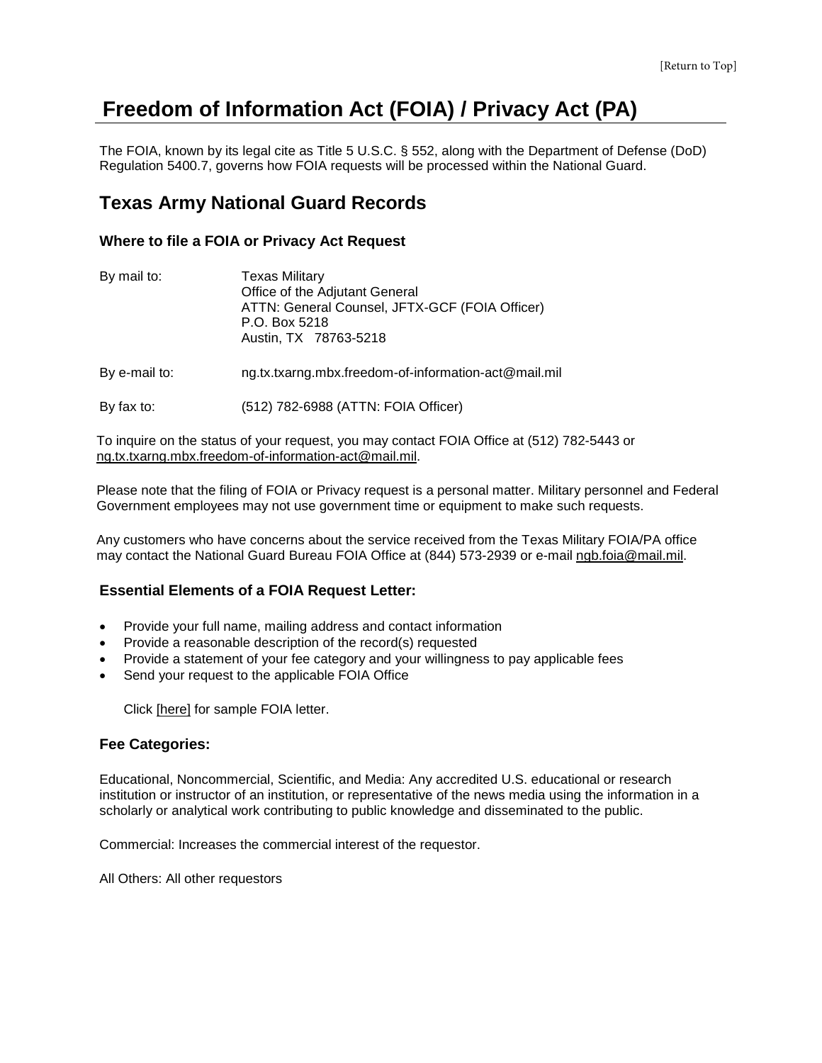[Return to Top]

# Freedom of Information Act (FOIA) / Privacy Act (PA)

The FOIA, known by its legal cite as Title 5 U.S.C. § 552, along with the Department of Defense (DoD) Regulation 5400.7, governs how FOIA requests will be processed within the National Guard.

## Texas Army National Guard Records

### Where to file a FOIA or Privacy Act Request

| | |
|---|---|
| By mail to: | Texas Military<br>Office of the Adjutant General<br>ATTN: General Counsel, JFTX-GCF (FOIA Officer)<br>P.O. Box 5218<br>Austin, TX 78763-5218 |
| By e-mail to: | ng.tx.txarng.mbx.freedom-of-information-act@mail.mil |
| By fax to: | (512) 782-6988 (ATTN: FOIA Officer) |

To inquire on the status of your request, you may contact FOIA Office at (512) 782-5443 or ng.tx.txarng.mbx.freedom-of-information-act@mail.mil.

Please note that the filing of FOIA or Privacy request is a personal matter. Military personnel and Federal Government employees may not use government time or equipment to make such requests.

Any customers who have concerns about the service received from the Texas Military FOIA/PA office may contact the National Guard Bureau FOIA Office at (844) 573-2939 or e-mail ngb.foia@mail.mil.

### Essential Elements of a FOIA Request Letter:

- Provide your full name, mailing address and contact information
- Provide a reasonable description of the record(s) requested
- Provide a statement of your fee category and your willingness to pay applicable fees
- Send your request to the applicable FOIA Office

Click [here] for sample FOIA letter.

### Fee Categories:

Educational, Noncommercial, Scientific, and Media: Any accredited U.S. educational or research institution or instructor of an institution, or representative of the news media using the information in a scholarly or analytical work contributing to public knowledge and disseminated to the public.

Commercial: Increases the commercial interest of the requestor.

All Others: All other requestors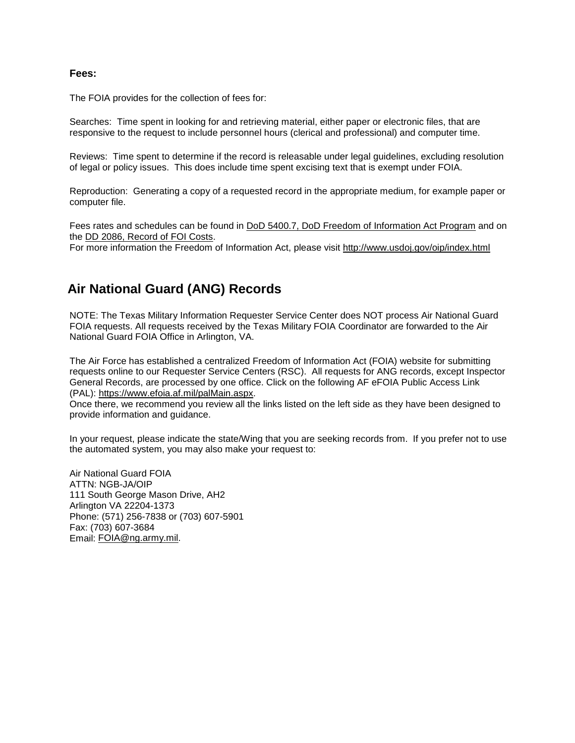**Fees:**

The FOIA provides for the collection of fees for:

Searches: Time spent in looking for and retrieving material, either paper or electronic files, that are responsive to the request to include personnel hours (clerical and professional) and computer time.

Reviews: Time spent to determine if the record is releasable under legal guidelines, excluding resolution of legal or policy issues. This does include time spent excising text that is exempt under FOIA.

Reproduction: Generating a copy of a requested record in the appropriate medium, for example paper or computer file.

Fees rates and schedules can be found in DoD 5400.7, DoD Freedom of Information Act Program and on the DD 2086, Record of FOI Costs.
For more information the Freedom of Information Act, please visit http://www.usdoj.gov/oip/index.html

## Air National Guard (ANG) Records

NOTE: The Texas Military Information Requester Service Center does NOT process Air National Guard FOIA requests. All requests received by the Texas Military FOIA Coordinator are forwarded to the Air National Guard FOIA Office in Arlington, VA.

The Air Force has established a centralized Freedom of Information Act (FOIA) website for submitting requests online to our Requester Service Centers (RSC). All requests for ANG records, except Inspector General Records, are processed by one office. Click on the following AF eFOIA Public Access Link (PAL): https://www.efoia.af.mil/palMain.aspx.
Once there, we recommend you review all the links listed on the left side as they have been designed to provide information and guidance.

In your request, please indicate the state/Wing that you are seeking records from. If you prefer not to use the automated system, you may also make your request to:

Air National Guard FOIA
ATTN: NGB-JA/OIP
111 South George Mason Drive, AH2
Arlington VA 22204-1373
Phone: (571) 256-7838 or (703) 607-5901
Fax: (703) 607-3684
Email: FOIA@ng.army.mil.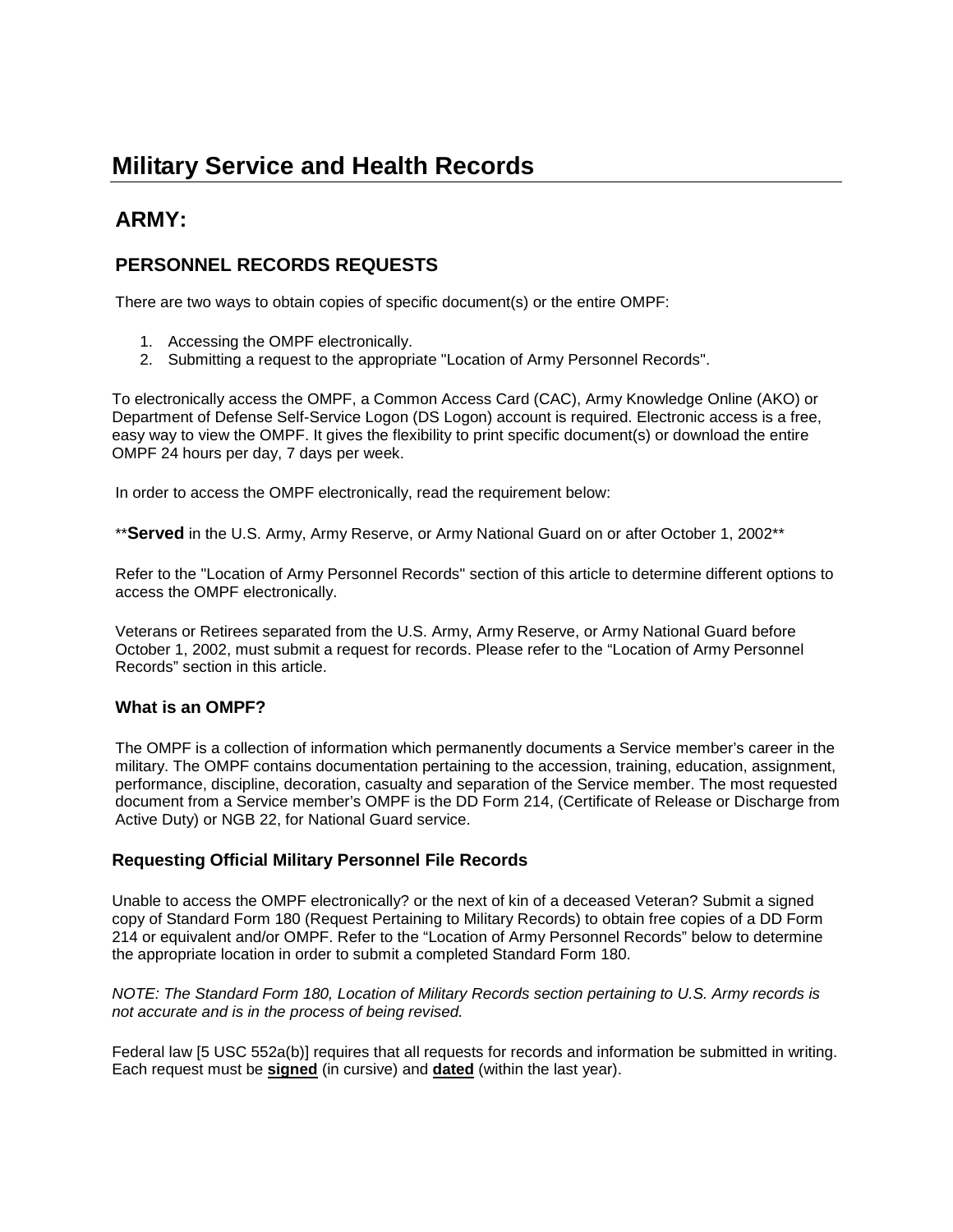# Military Service and Health Records

## ARMY:

### PERSONNEL RECORDS REQUESTS

There are two ways to obtain copies of specific document(s) or the entire OMPF:

1. Accessing the OMPF electronically.
2. Submitting a request to the appropriate "Location of Army Personnel Records".

To electronically access the OMPF, a Common Access Card (CAC), Army Knowledge Online (AKO) or Department of Defense Self-Service Logon (DS Logon) account is required. Electronic access is a free, easy way to view the OMPF. It gives the flexibility to print specific document(s) or download the entire OMPF 24 hours per day, 7 days per week.

In order to access the OMPF electronically, read the requirement below:

\*\***Served** in the U.S. Army, Army Reserve, or Army National Guard on or after October 1, 2002\*\*

Refer to the "Location of Army Personnel Records" section of this article to determine different options to access the OMPF electronically.

Veterans or Retirees separated from the U.S. Army, Army Reserve, or Army National Guard before October 1, 2002, must submit a request for records. Please refer to the “Location of Army Personnel Records” section in this article.

#### What is an OMPF?

The OMPF is a collection of information which permanently documents a Service member’s career in the military. The OMPF contains documentation pertaining to the accession, training, education, assignment, performance, discipline, decoration, casualty and separation of the Service member. The most requested document from a Service member’s OMPF is the DD Form 214, (Certificate of Release or Discharge from Active Duty) or NGB 22, for National Guard service.

#### Requesting Official Military Personnel File Records

Unable to access the OMPF electronically? or the next of kin of a deceased Veteran? Submit a signed copy of Standard Form 180 (Request Pertaining to Military Records) to obtain free copies of a DD Form 214 or equivalent and/or OMPF. Refer to the “Location of Army Personnel Records” below to determine the appropriate location in order to submit a completed Standard Form 180.

*NOTE: The Standard Form 180, Location of Military Records section pertaining to U.S. Army records is not accurate and is in the process of being revised.*

Federal law [5 USC 552a(b)] requires that all requests for records and information be submitted in writing. Each request must be **signed** (in cursive) and **dated** (within the last year).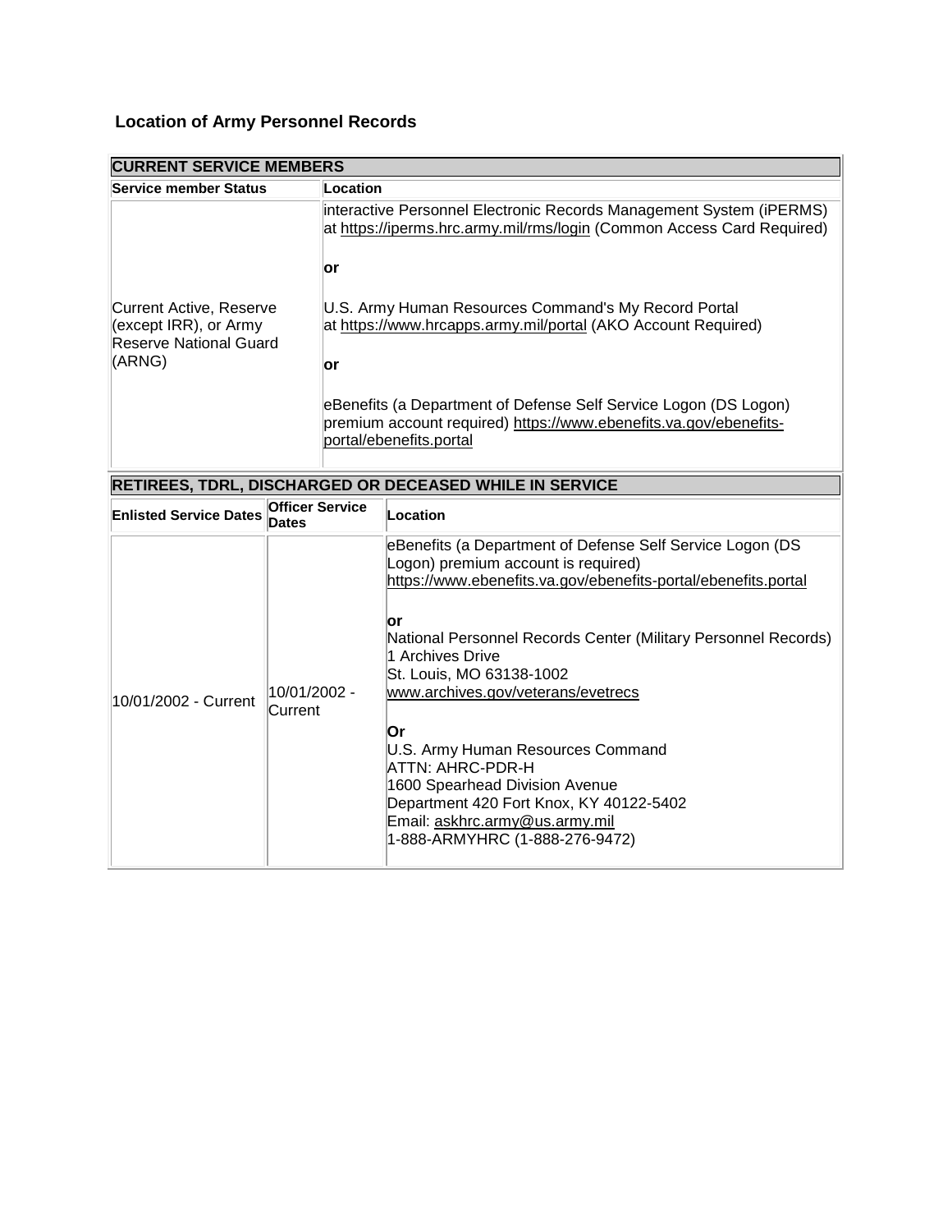### Location of Army Personnel Records

| CURRENT SERVICE MEMBERS | |
|---|---|
| **Service member Status** | **Location** |
| Current Active, Reserve (except IRR), or Army Reserve National Guard (ARNG) | interactive Personnel Electronic Records Management System (iPERMS) at https://iperms.hrc.army.mil/rms/login (Common Access Card Required)<br><br>**or**<br><br>U.S. Army Human Resources Command's My Record Portal at https://www.hrcapps.army.mil/portal (AKO Account Required)<br><br>**or**<br><br>eBenefits (a Department of Defense Self Service Logon (DS Logon) premium account required) https://www.ebenefits.va.gov/ebenefits-portal/ebenefits.portal |

| RETIREES, TDRL, DISCHARGED OR DECEASED WHILE IN SERVICE | | |
|---|---|---|
| **Enlisted Service Dates** | **Officer Service Dates** | **Location** |
| 10/01/2002 - Current | 10/01/2002 - Current | eBenefits (a Department of Defense Self Service Logon (DS Logon) premium account is required) https://www.ebenefits.va.gov/ebenefits-portal/ebenefits.portal<br><br>**or**<br>National Personnel Records Center (Military Personnel Records)<br>1 Archives Drive<br>St. Louis, MO 63138-1002<br>www.archives.gov/veterans/evetrecs<br><br>**Or**<br>U.S. Army Human Resources Command<br>ATTN: AHRC-PDR-H<br>1600 Spearhead Division Avenue<br>Department 420 Fort Knox, KY 40122-5402<br>Email: askhrc.army@us.army.mil<br>1-888-ARMYHRC (1-888-276-9472) |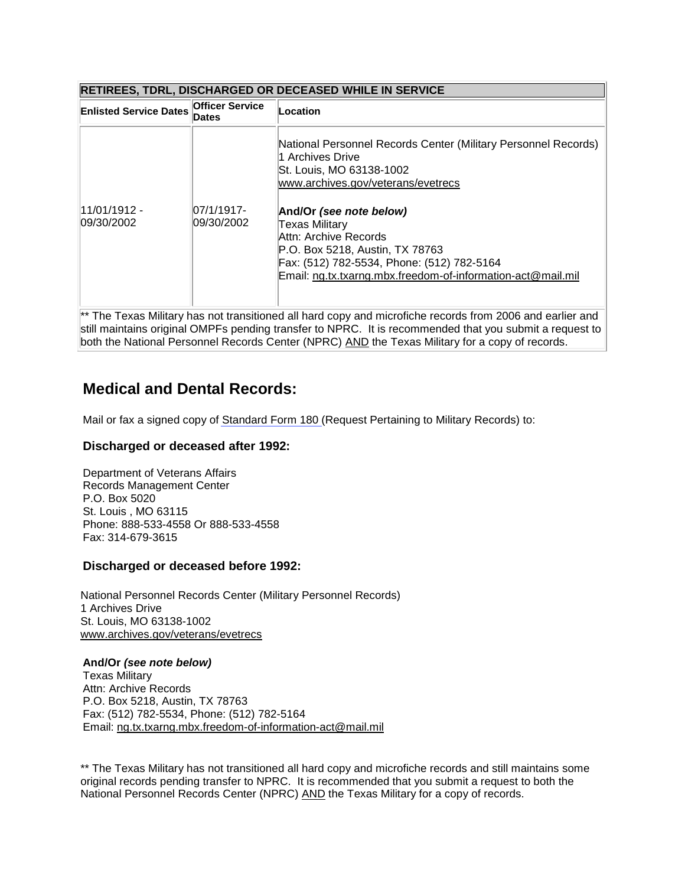| RETIREES, TDRL, DISCHARGED OR DECEASED WHILE IN SERVICE | | |
|---|---|---|
| **Enlisted Service Dates** | **Officer Service Dates** | **Location** |
| 11/01/1912 - 09/30/2002 | 07/1/1917- 09/30/2002 | National Personnel Records Center (Military Personnel Records)<br>1 Archives Drive<br>St. Louis, MO 63138-1002<br>www.archives.gov/veterans/evetrecs<br><br>**And/Or *(see note below)***<br>Texas Military<br>Attn: Archive Records<br>P.O. Box 5218, Austin, TX 78763<br>Fax: (512) 782-5534, Phone: (512) 782-5164<br>Email: ng.tx.txarng.mbx.freedom-of-information-act@mail.mil |
| ** The Texas Military has not transitioned all hard copy and microfiche records from 2006 and earlier and still maintains original OMPFs pending transfer to NPRC. It is recommended that you submit a request to both the National Personnel Records Center (NPRC) AND the Texas Military for a copy of records. | | |

## Medical and Dental Records:

Mail or fax a signed copy of Standard Form 180 (Request Pertaining to Military Records) to:

### Discharged or deceased after 1992:

Department of Veterans Affairs
Records Management Center
P.O. Box 5020
St. Louis , MO 63115
Phone: 888-533-4558 Or 888-533-4558
Fax: 314-679-3615

### Discharged or deceased before 1992:

National Personnel Records Center (Military Personnel Records)
1 Archives Drive
St. Louis, MO 63138-1002
www.archives.gov/veterans/evetrecs

**And/Or *(see note below)***
Texas Military
Attn: Archive Records
P.O. Box 5218, Austin, TX 78763
Fax: (512) 782-5534, Phone: (512) 782-5164
Email: ng.tx.txarng.mbx.freedom-of-information-act@mail.mil

** The Texas Military has not transitioned all hard copy and microfiche records and still maintains some original records pending transfer to NPRC. It is recommended that you submit a request to both the National Personnel Records Center (NPRC) AND the Texas Military for a copy of records.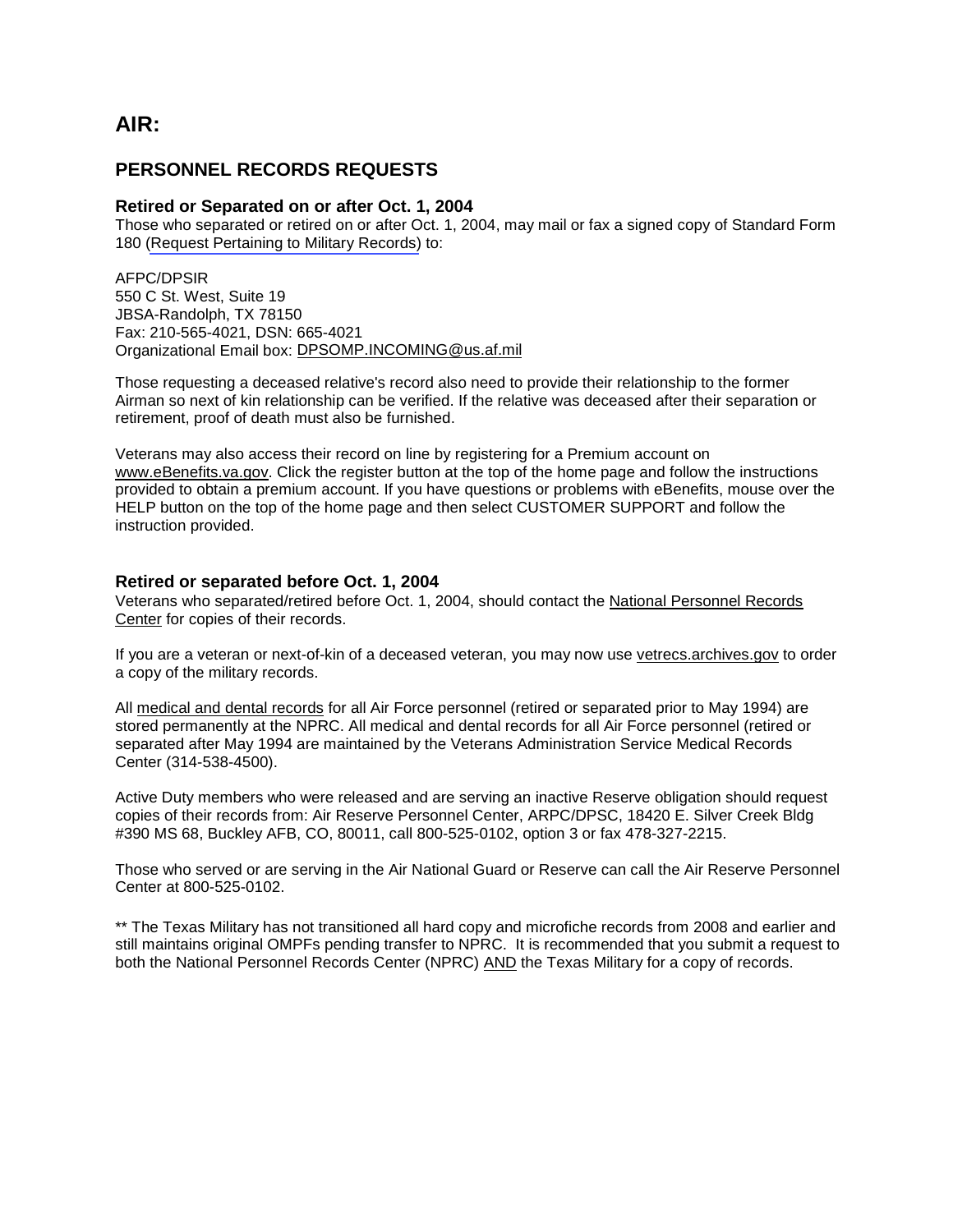# AIR:

## PERSONNEL RECORDS REQUESTS

### Retired or Separated on or after Oct. 1, 2004

Those who separated or retired on or after Oct. 1, 2004, may mail or fax a signed copy of Standard Form 180 (Request Pertaining to Military Records) to:

AFPC/DPSIR
550 C St. West, Suite 19
JBSA-Randolph, TX 78150
Fax: 210-565-4021, DSN: 665-4021
Organizational Email box: DPSOMP.INCOMING@us.af.mil

Those requesting a deceased relative's record also need to provide their relationship to the former Airman so next of kin relationship can be verified. If the relative was deceased after their separation or retirement, proof of death must also be furnished.

Veterans may also access their record on line by registering for a Premium account on www.eBenefits.va.gov. Click the register button at the top of the home page and follow the instructions provided to obtain a premium account. If you have questions or problems with eBenefits, mouse over the HELP button on the top of the home page and then select CUSTOMER SUPPORT and follow the instruction provided.

### Retired or separated before Oct. 1, 2004

Veterans who separated/retired before Oct. 1, 2004, should contact the National Personnel Records Center for copies of their records.

If you are a veteran or next-of-kin of a deceased veteran, you may now use vetrecs.archives.gov to order a copy of the military records.

All medical and dental records for all Air Force personnel (retired or separated prior to May 1994) are stored permanently at the NPRC. All medical and dental records for all Air Force personnel (retired or separated after May 1994 are maintained by the Veterans Administration Service Medical Records Center (314-538-4500).

Active Duty members who were released and are serving an inactive Reserve obligation should request copies of their records from: Air Reserve Personnel Center, ARPC/DPSC, 18420 E. Silver Creek Bldg #390 MS 68, Buckley AFB, CO, 80011, call 800-525-0102, option 3 or fax 478-327-2215.

Those who served or are serving in the Air National Guard or Reserve can call the Air Reserve Personnel Center at 800-525-0102.

** The Texas Military has not transitioned all hard copy and microfiche records from 2008 and earlier and still maintains original OMPFs pending transfer to NPRC. It is recommended that you submit a request to both the National Personnel Records Center (NPRC) AND the Texas Military for a copy of records.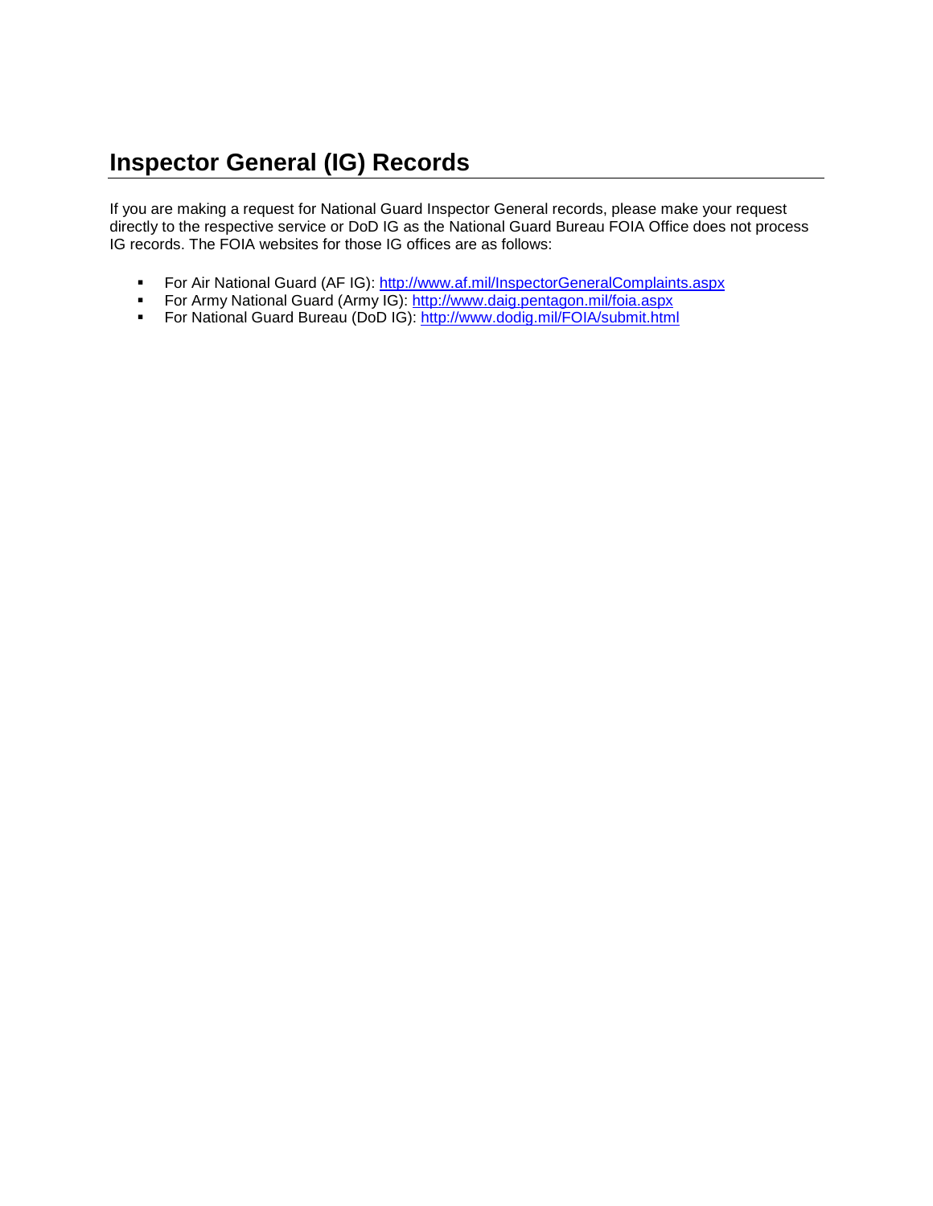## Inspector General (IG) Records

If you are making a request for National Guard Inspector General records, please make your request directly to the respective service or DoD IG as the National Guard Bureau FOIA Office does not process IG records. The FOIA websites for those IG offices are as follows:

- For Air National Guard (AF IG): [http://www.af.mil/InspectorGeneralComplaints.aspx](http://www.af.mil/InspectorGeneralComplaints.aspx)
- For Army National Guard (Army IG): [http://www.daig.pentagon.mil/foia.aspx](http://www.daig.pentagon.mil/foia.aspx)
- For National Guard Bureau (DoD IG): [http://www.dodig.mil/FOIA/submit.html](http://www.dodig.mil/FOIA/submit.html)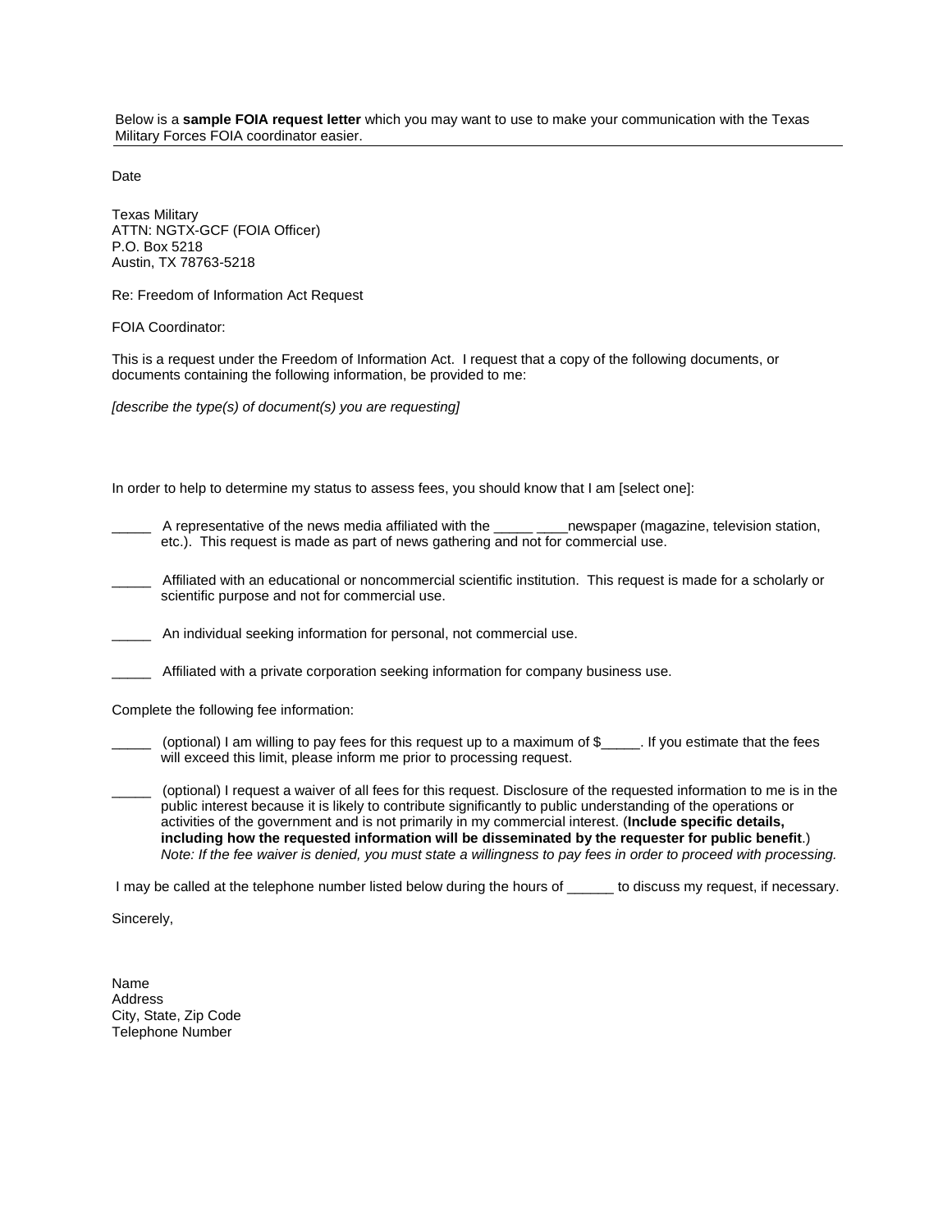Below is a **sample FOIA request letter** which you may want to use to make your communication with the Texas Military Forces FOIA coordinator easier.

---

Date

Texas Military
ATTN: NGTX-GCF (FOIA Officer)
P.O. Box 5218
Austin, TX 78763-5218

Re: Freedom of Information Act Request

FOIA Coordinator:

This is a request under the Freedom of Information Act. I request that a copy of the following documents, or documents containing the following information, be provided to me:

*[describe the type(s) of document(s) you are requesting]*

In order to help to determine my status to assess fees, you should know that I am [select one]:

_____ A representative of the news media affiliated with the _____ ____newspaper (magazine, television station, etc.). This request is made as part of news gathering and not for commercial use.

_____ Affiliated with an educational or noncommercial scientific institution. This request is made for a scholarly or scientific purpose and not for commercial use.

_____ An individual seeking information for personal, not commercial use.

_____ Affiliated with a private corporation seeking information for company business use.

Complete the following fee information:

_____ (optional) I am willing to pay fees for this request up to a maximum of $_____. If you estimate that the fees will exceed this limit, please inform me prior to processing request.

_____ (optional) I request a waiver of all fees for this request. Disclosure of the requested information to me is in the public interest because it is likely to contribute significantly to public understanding of the operations or activities of the government and is not primarily in my commercial interest. (**Include specific details, including how the requested information will be disseminated by the requester for public benefit**.) *Note: If the fee waiver is denied, you must state a willingness to pay fees in order to proceed with processing.*

I may be called at the telephone number listed below during the hours of ______ to discuss my request, if necessary.

Sincerely,

Name
Address
City, State, Zip Code
Telephone Number